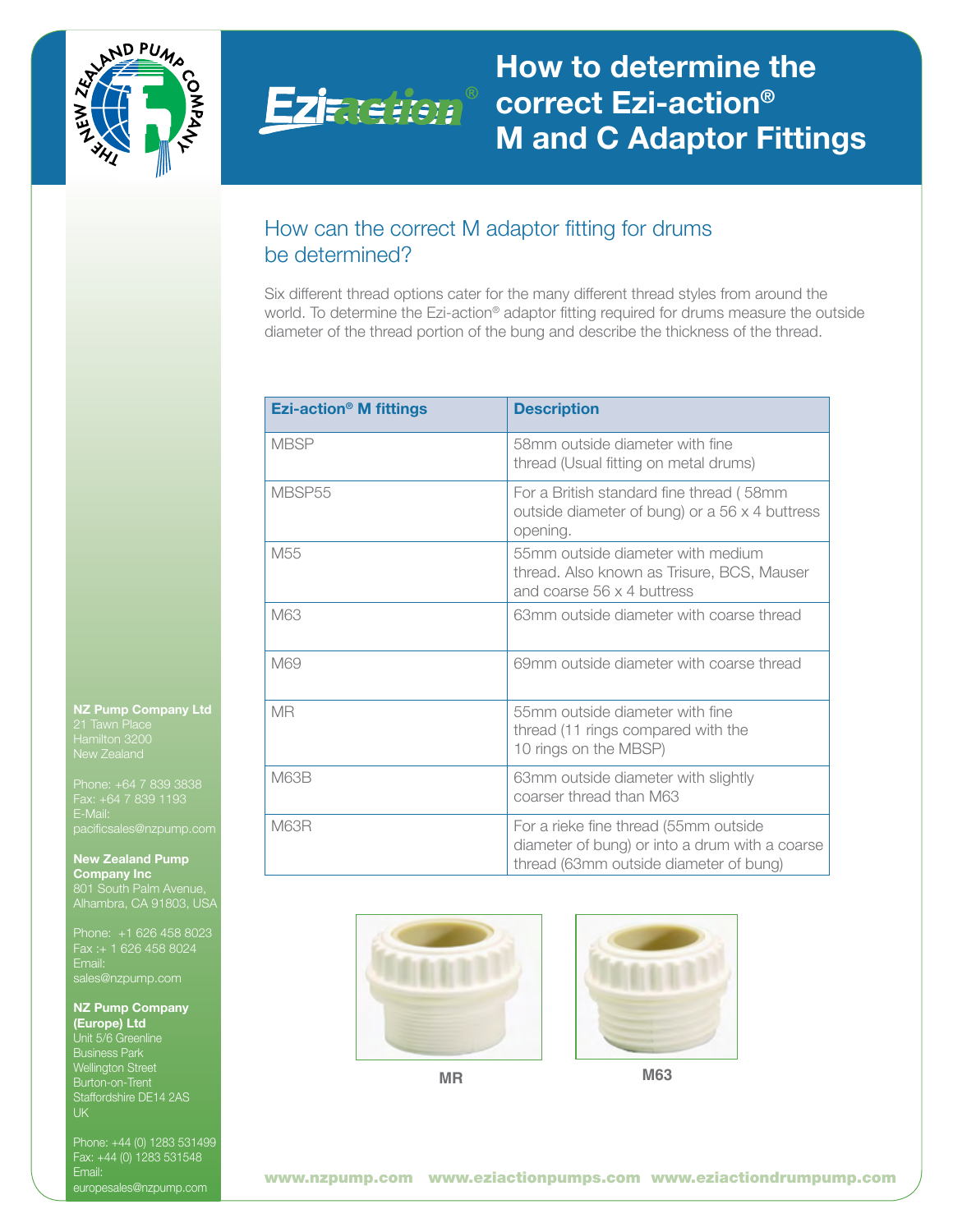# How to determine the correct Ezi-action® M and C Adaptor Fittings

## How can the correct M adaptor fitting for drums be determined?

Six different thread options cater for the many different thread styles from around the world. To determine the Ezi-action® adaptor fitting required for drums measure the outside diameter of the thread portion of the bung and describe the thickness of the thread.

| Ezi-action® M fittings | Description |
|---|---|
| MBSP | 58mm outside diameter with fine thread (Usual fitting on metal drums) |
| MBSP55 | For a British standard fine thread ( 58mm outside diameter of bung) or a 56 x 4 buttress opening. |
| M55 | 55mm outside diameter with medium thread. Also known as Trisure, BCS, Mauser and coarse 56 x 4 buttress |
| M63 | 63mm outside diameter with coarse thread |
| M69 | 69mm outside diameter with coarse thread |
| MR | 55mm outside diameter with fine thread (11 rings compared with the 10 rings on the MBSP) |
| M63B | 63mm outside diameter with slightly coarser thread than M63 |
| M63R | For a rieke fine thread (55mm outside diameter of bung) or into a drum with a coarse thread (63mm outside diameter of bung) |

MR

M63

**NZ Pump Company Ltd**
21 Tawn Place
Hamilton 3200
New Zealand

Phone: +64 7 839 3838
Fax: +64 7 839 1193
E-Mail:
pacificsales@nzpump.com

**New Zealand Pump Company Inc**
801 South Palm Avenue,
Alhambra, CA 91803, USA

Phone: +1 626 458 8023
Fax :+ 1 626 458 8024
Email:
sales@nzpump.com

**NZ Pump Company (Europe) Ltd**
Unit 5/6 Greenline
Business Park
Wellington Street
Burton-on-Trent
Staffordshire DE14 2AS
UK

Phone: +44 (0) 1283 531499
Fax: +44 (0) 1283 531548
Email:
europesales@nzpump.com

www.nzpump.com www.eziactionpumps.com www.eziactiondrumpump.com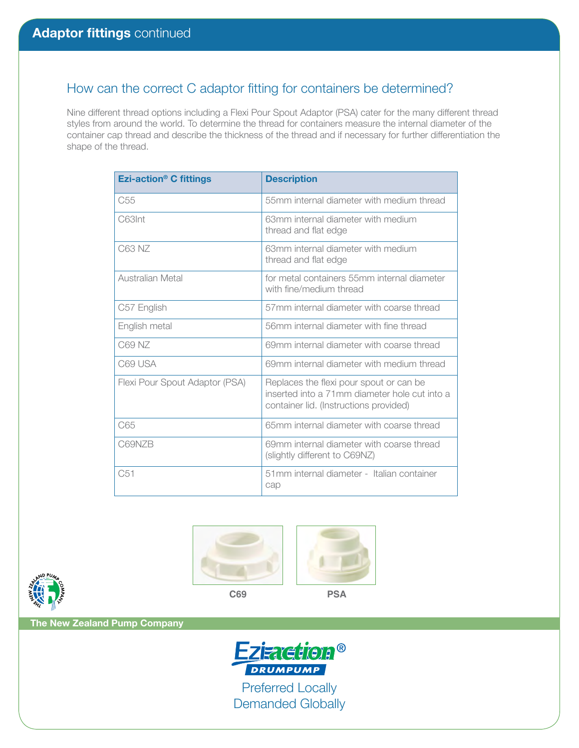## **Adaptor fittings** continued

### How can the correct C adaptor fitting for containers be determined?

Nine different thread options including a Flexi Pour Spout Adaptor (PSA) cater for the many different thread styles from around the world. To determine the thread for containers measure the internal diameter of the container cap thread and describe the thickness of the thread and if necessary for further differentiation the shape of the thread.

| Ezi-action® C fittings | Description |
|---|---|
| C55 | 55mm internal diameter with medium thread |
| C63Int | 63mm internal diameter with medium thread and flat edge |
| C63 NZ | 63mm internal diameter with medium thread and flat edge |
| Australian Metal | for metal containers 55mm internal diameter with fine/medium thread |
| C57 English | 57mm internal diameter with coarse thread |
| English metal | 56mm internal diameter with fine thread |
| C69 NZ | 69mm internal diameter with coarse thread |
| C69 USA | 69mm internal diameter with medium thread |
| Flexi Pour Spout Adaptor (PSA) | Replaces the flexi pour spout or can be inserted into a 71mm diameter hole cut into a container lid. (Instructions provided) |
| C65 | 65mm internal diameter with coarse thread |
| C69NZB | 69mm internal diameter with coarse thread (slightly different to C69NZ) |
| C51 | 51mm internal diameter - Italian container cap |

C69

PSA

The New Zealand Pump Company

Ezi-action® DRUMPUMP

Preferred Locally
Demanded Globally